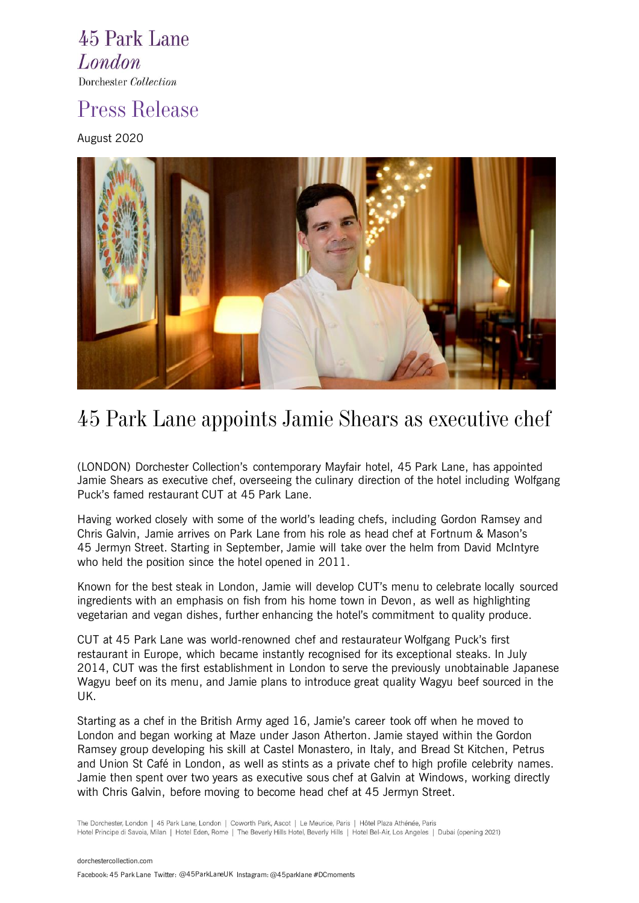45 Park Lane
*London*
Dorchester *Collection*

# Press Release

August 2020

## 45 Park Lane appoints Jamie Shears as executive chef

(LONDON) Dorchester Collection's contemporary Mayfair hotel, 45 Park Lane, has appointed Jamie Shears as executive chef, overseeing the culinary direction of the hotel including Wolfgang Puck's famed restaurant CUT at 45 Park Lane.

Having worked closely with some of the world's leading chefs, including Gordon Ramsey and Chris Galvin, Jamie arrives on Park Lane from his role as head chef at Fortnum & Mason's 45 Jermyn Street. Starting in September, Jamie will take over the helm from David McIntyre who held the position since the hotel opened in 2011.

Known for the best steak in London, Jamie will develop CUT's menu to celebrate locally sourced ingredients with an emphasis on fish from his home town in Devon, as well as highlighting vegetarian and vegan dishes, further enhancing the hotel's commitment to quality produce.

CUT at 45 Park Lane was world-renowned chef and restaurateur Wolfgang Puck's first restaurant in Europe, which became instantly recognised for its exceptional steaks. In July 2014, CUT was the first establishment in London to serve the previously unobtainable Japanese Wagyu beef on its menu, and Jamie plans to introduce great quality Wagyu beef sourced in the UK.

Starting as a chef in the British Army aged 16, Jamie's career took off when he moved to London and began working at Maze under Jason Atherton. Jamie stayed within the Gordon Ramsey group developing his skill at Castel Monastero, in Italy, and Bread St Kitchen, Petrus and Union St Café in London, as well as stints as a private chef to high profile celebrity names. Jamie then spent over two years as executive sous chef at Galvin at Windows, working directly with Chris Galvin, before moving to become head chef at 45 Jermyn Street.

The Dorchester, London | 45 Park Lane, London | Coworth Park, Ascot | Le Meurice, Paris | Hôtel Plaza Athénée, Paris
Hotel Principe di Savoia, Milan | Hotel Eden, Rome | The Beverly Hills Hotel, Beverly Hills | Hotel Bel-Air, Los Angeles | Dubai (opening 2021)

dorchestercollection.com

Facebook: 45 Park Lane Twitter: @45ParkLaneUK Instagram: @45parklane #DCmoments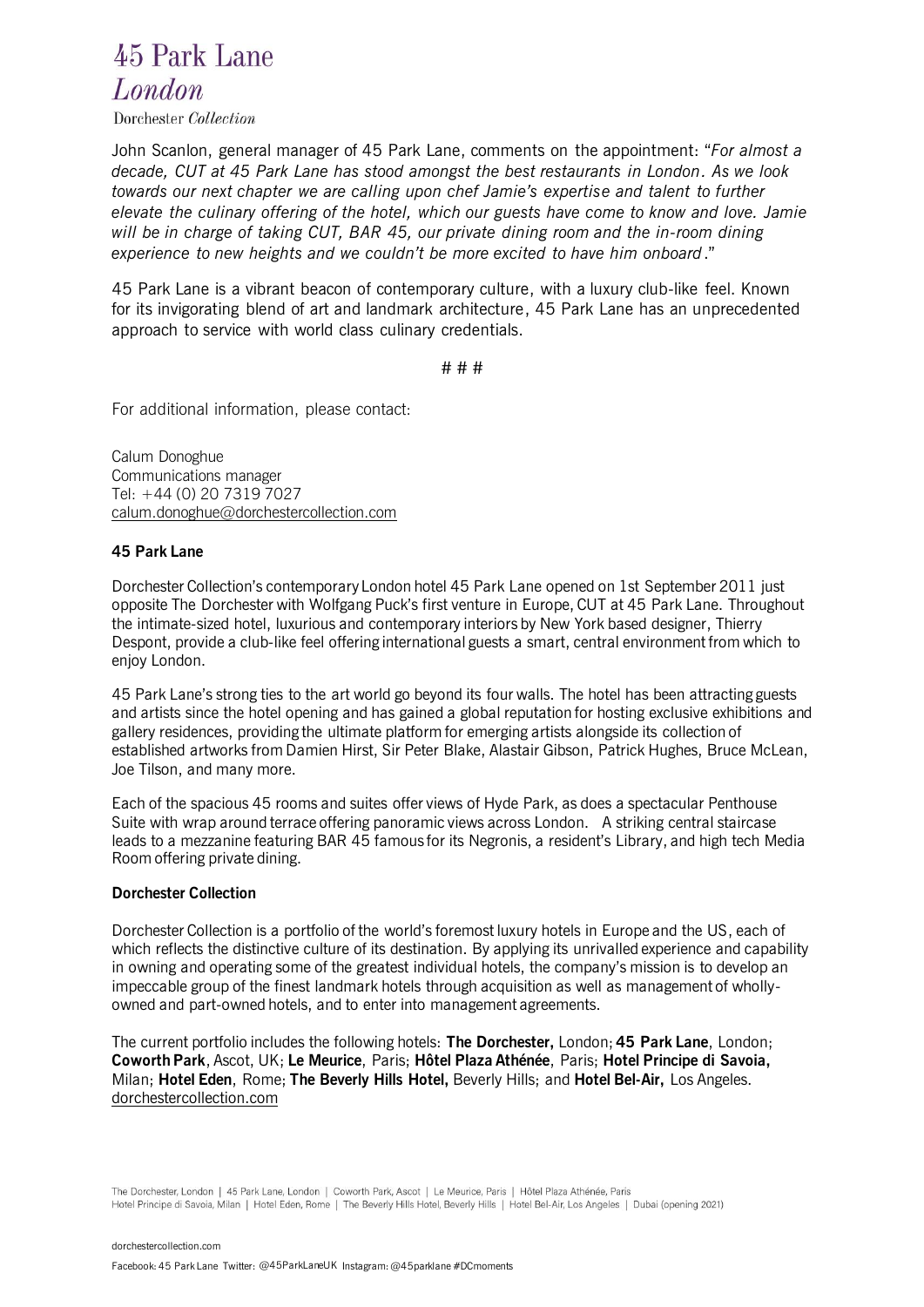John Scanlon, general manager of 45 Park Lane, comments on the appointment: "*For almost a decade, CUT at 45 Park Lane has stood amongst the best restaurants in London. As we look towards our next chapter we are calling upon chef Jamie's expertise and talent to further elevate the culinary offering of the hotel, which our guests have come to know and love. Jamie will be in charge of taking CUT, BAR 45, our private dining room and the in-room dining experience to new heights and we couldn't be more excited to have him onboard*."

45 Park Lane is a vibrant beacon of contemporary culture, with a luxury club-like feel. Known for its invigorating blend of art and landmark architecture, 45 Park Lane has an unprecedented approach to service with world class culinary credentials.

# # #

For additional information, please contact:

Calum Donoghue
Communications manager
Tel: +44 (0) 20 7319 7027
calum.donoghue@dorchestercollection.com

**45 Park Lane**

Dorchester Collection's contemporary London hotel 45 Park Lane opened on 1st September 2011 just opposite The Dorchester with Wolfgang Puck's first venture in Europe, CUT at 45 Park Lane. Throughout the intimate-sized hotel, luxurious and contemporary interiors by New York based designer, Thierry Despont, provide a club-like feel offering international guests a smart, central environment from which to enjoy London.

45 Park Lane's strong ties to the art world go beyond its four walls. The hotel has been attracting guests and artists since the hotel opening and has gained a global reputation for hosting exclusive exhibitions and gallery residences, providing the ultimate platform for emerging artists alongside its collection of established artworks from Damien Hirst, Sir Peter Blake, Alastair Gibson, Patrick Hughes, Bruce McLean, Joe Tilson, and many more.

Each of the spacious 45 rooms and suites offer views of Hyde Park, as does a spectacular Penthouse Suite with wrap around terrace offering panoramic views across London. A striking central staircase leads to a mezzanine featuring BAR 45 famous for its Negronis, a resident's Library, and high tech Media Room offering private dining.

**Dorchester Collection**

Dorchester Collection is a portfolio of the world's foremost luxury hotels in Europe and the US, each of which reflects the distinctive culture of its destination. By applying its unrivalled experience and capability in owning and operating some of the greatest individual hotels, the company's mission is to develop an impeccable group of the finest landmark hotels through acquisition as well as management of wholly-owned and part-owned hotels, and to enter into management agreements.

The current portfolio includes the following hotels: **The Dorchester,** London; **45 Park Lane**, London; **Coworth Park**, Ascot, UK; **Le Meurice**, Paris; **Hôtel Plaza Athénée**, Paris; **Hotel Principe di Savoia,** Milan; **Hotel Eden**, Rome; **The Beverly Hills Hotel,** Beverly Hills; and **Hotel Bel-Air,** Los Angeles.
dorchestercollection.com